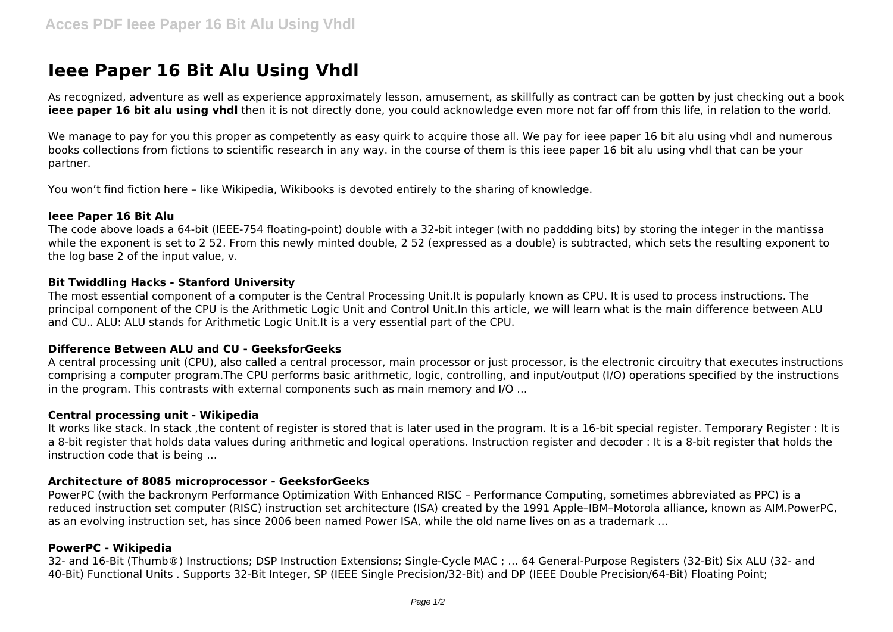# Ieee Paper 16 Bit Alu Using Vhdl

As recognized, adventure as well as experience approximately lesson, amusement, as skillfully as contract can be gotten by just checking out a book **ieee paper 16 bit alu using vhdl** then it is not directly done, you could acknowledge even more not far off from this life, in relation to the world.

We manage to pay for you this proper as competently as easy quirk to acquire those all. We pay for ieee paper 16 bit alu using vhdl and numerous books collections from fictions to scientific research in any way. in the course of them is this ieee paper 16 bit alu using vhdl that can be your partner.

You won't find fiction here – like Wikipedia, Wikibooks is devoted entirely to the sharing of knowledge.

### Ieee Paper 16 Bit Alu

The code above loads a 64-bit (IEEE-754 floating-point) double with a 32-bit integer (with no paddding bits) by storing the integer in the mantissa while the exponent is set to 2 52. From this newly minted double, 2 52 (expressed as a double) is subtracted, which sets the resulting exponent to the log base 2 of the input value, v.

### Bit Twiddling Hacks - Stanford University

The most essential component of a computer is the Central Processing Unit.It is popularly known as CPU. It is used to process instructions. The principal component of the CPU is the Arithmetic Logic Unit and Control Unit.In this article, we will learn what is the main difference between ALU and CU.. ALU: ALU stands for Arithmetic Logic Unit.It is a very essential part of the CPU.

### Difference Between ALU and CU - GeeksforGeeks

A central processing unit (CPU), also called a central processor, main processor or just processor, is the electronic circuitry that executes instructions comprising a computer program.The CPU performs basic arithmetic, logic, controlling, and input/output (I/O) operations specified by the instructions in the program. This contrasts with external components such as main memory and I/O ...

### Central processing unit - Wikipedia

It works like stack. In stack ,the content of register is stored that is later used in the program. It is a 16-bit special register. Temporary Register : It is a 8-bit register that holds data values during arithmetic and logical operations. Instruction register and decoder : It is a 8-bit register that holds the instruction code that is being ...

### Architecture of 8085 microprocessor - GeeksforGeeks

PowerPC (with the backronym Performance Optimization With Enhanced RISC – Performance Computing, sometimes abbreviated as PPC) is a reduced instruction set computer (RISC) instruction set architecture (ISA) created by the 1991 Apple–IBM–Motorola alliance, known as AIM.PowerPC, as an evolving instruction set, has since 2006 been named Power ISA, while the old name lives on as a trademark ...

### PowerPC - Wikipedia

32- and 16-Bit (Thumb®) Instructions; DSP Instruction Extensions; Single-Cycle MAC ; ... 64 General-Purpose Registers (32-Bit) Six ALU (32- and 40-Bit) Functional Units . Supports 32-Bit Integer, SP (IEEE Single Precision/32-Bit) and DP (IEEE Double Precision/64-Bit) Floating Point;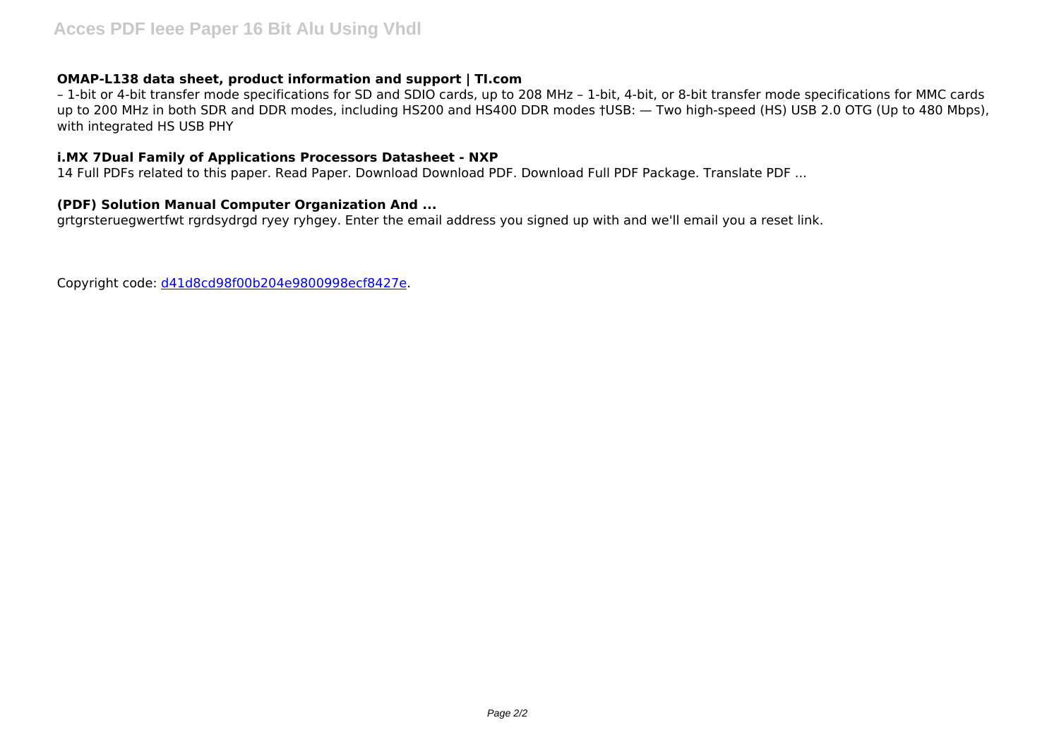### OMAP-L138 data sheet, product information and support | TI.com

– 1-bit or 4-bit transfer mode specifications for SD and SDIO cards, up to 208 MHz – 1-bit, 4-bit, or 8-bit transfer mode specifications for MMC cards up to 200 MHz in both SDR and DDR modes, including HS200 and HS400 DDR modes †USB: — Two high-speed (HS) USB 2.0 OTG (Up to 480 Mbps), with integrated HS USB PHY

### i.MX 7Dual Family of Applications Processors Datasheet - NXP

14 Full PDFs related to this paper. Read Paper. Download Download PDF. Download Full PDF Package. Translate PDF ...

### (PDF) Solution Manual Computer Organization And ...

grtgrsteruegwertfwt rgrdsydrgd ryey ryhgey. Enter the email address you signed up with and we'll email you a reset link.

Copyright code: d41d8cd98f00b204e9800998ecf8427e.